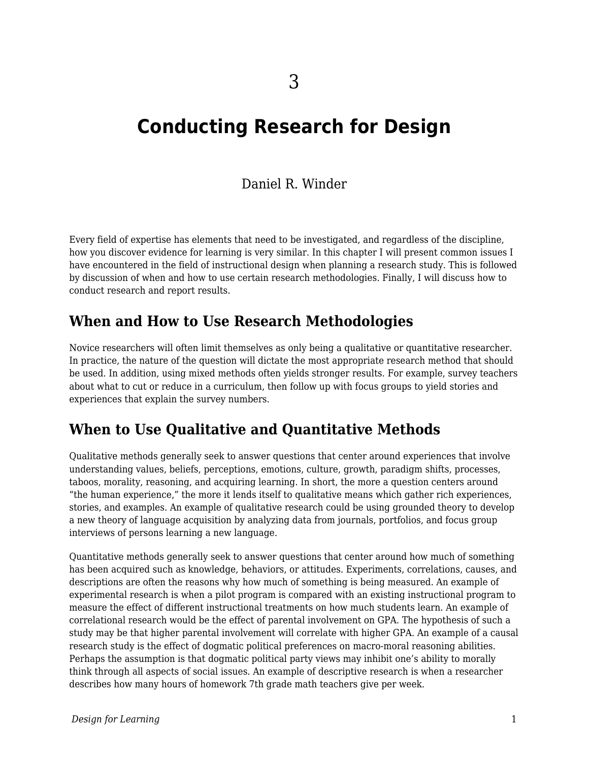3

# Conducting Research for Design

Daniel R. Winder

Every field of expertise has elements that need to be investigated, and regardless of the discipline, how you discover evidence for learning is very similar. In this chapter I will present common issues I have encountered in the field of instructional design when planning a research study. This is followed by discussion of when and how to use certain research methodologies. Finally, I will discuss how to conduct research and report results.

## When and How to Use Research Methodologies

Novice researchers will often limit themselves as only being a qualitative or quantitative researcher. In practice, the nature of the question will dictate the most appropriate research method that should be used. In addition, using mixed methods often yields stronger results. For example, survey teachers about what to cut or reduce in a curriculum, then follow up with focus groups to yield stories and experiences that explain the survey numbers.

## When to Use Qualitative and Quantitative Methods

Qualitative methods generally seek to answer questions that center around experiences that involve understanding values, beliefs, perceptions, emotions, culture, growth, paradigm shifts, processes, taboos, morality, reasoning, and acquiring learning. In short, the more a question centers around "the human experience," the more it lends itself to qualitative means which gather rich experiences, stories, and examples. An example of qualitative research could be using grounded theory to develop a new theory of language acquisition by analyzing data from journals, portfolios, and focus group interviews of persons learning a new language.

Quantitative methods generally seek to answer questions that center around how much of something has been acquired such as knowledge, behaviors, or attitudes. Experiments, correlations, causes, and descriptions are often the reasons why how much of something is being measured. An example of experimental research is when a pilot program is compared with an existing instructional program to measure the effect of different instructional treatments on how much students learn. An example of correlational research would be the effect of parental involvement on GPA. The hypothesis of such a study may be that higher parental involvement will correlate with higher GPA. An example of a causal research study is the effect of dogmatic political preferences on macro-moral reasoning abilities. Perhaps the assumption is that dogmatic political party views may inhibit one's ability to morally think through all aspects of social issues. An example of descriptive research is when a researcher describes how many hours of homework 7th grade math teachers give per week.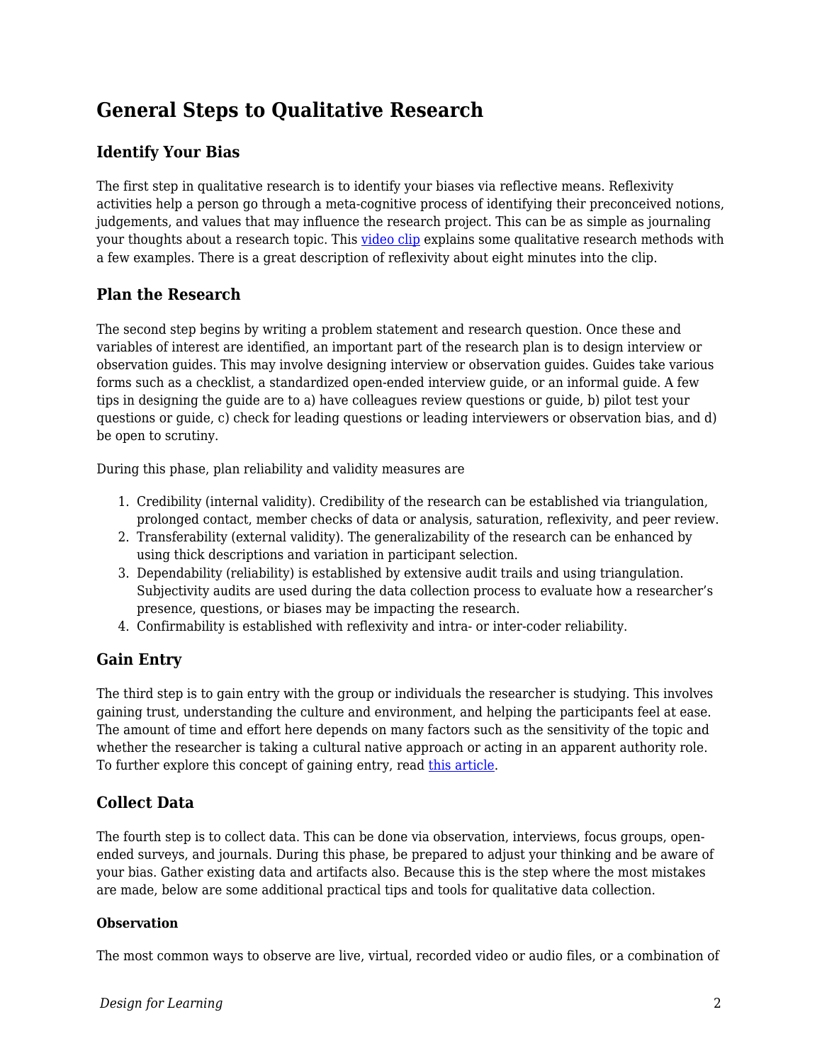## General Steps to Qualitative Research

### Identify Your Bias

The first step in qualitative research is to identify your biases via reflective means. Reflexivity activities help a person go through a meta-cognitive process of identifying their preconceived notions, judgements, and values that may influence the research project. This can be as simple as journaling your thoughts about a research topic. This video clip explains some qualitative research methods with a few examples. There is a great description of reflexivity about eight minutes into the clip.

### Plan the Research

The second step begins by writing a problem statement and research question. Once these and variables of interest are identified, an important part of the research plan is to design interview or observation guides. This may involve designing interview or observation guides. Guides take various forms such as a checklist, a standardized open-ended interview guide, or an informal guide. A few tips in designing the guide are to a) have colleagues review questions or guide, b) pilot test your questions or guide, c) check for leading questions or leading interviewers or observation bias, and d) be open to scrutiny.

During this phase, plan reliability and validity measures are

1. Credibility (internal validity). Credibility of the research can be established via triangulation, prolonged contact, member checks of data or analysis, saturation, reflexivity, and peer review.
2. Transferability (external validity). The generalizability of the research can be enhanced by using thick descriptions and variation in participant selection.
3. Dependability (reliability) is established by extensive audit trails and using triangulation. Subjectivity audits are used during the data collection process to evaluate how a researcher's presence, questions, or biases may be impacting the research.
4. Confirmability is established with reflexivity and intra- or inter-coder reliability.

### Gain Entry

The third step is to gain entry with the group or individuals the researcher is studying. This involves gaining trust, understanding the culture and environment, and helping the participants feel at ease. The amount of time and effort here depends on many factors such as the sensitivity of the topic and whether the researcher is taking a cultural native approach or acting in an apparent authority role. To further explore this concept of gaining entry, read this article.

### Collect Data

The fourth step is to collect data. This can be done via observation, interviews, focus groups, open-ended surveys, and journals. During this phase, be prepared to adjust your thinking and be aware of your bias. Gather existing data and artifacts also. Because this is the step where the most mistakes are made, below are some additional practical tips and tools for qualitative data collection.

#### Observation

The most common ways to observe are live, virtual, recorded video or audio files, or a combination of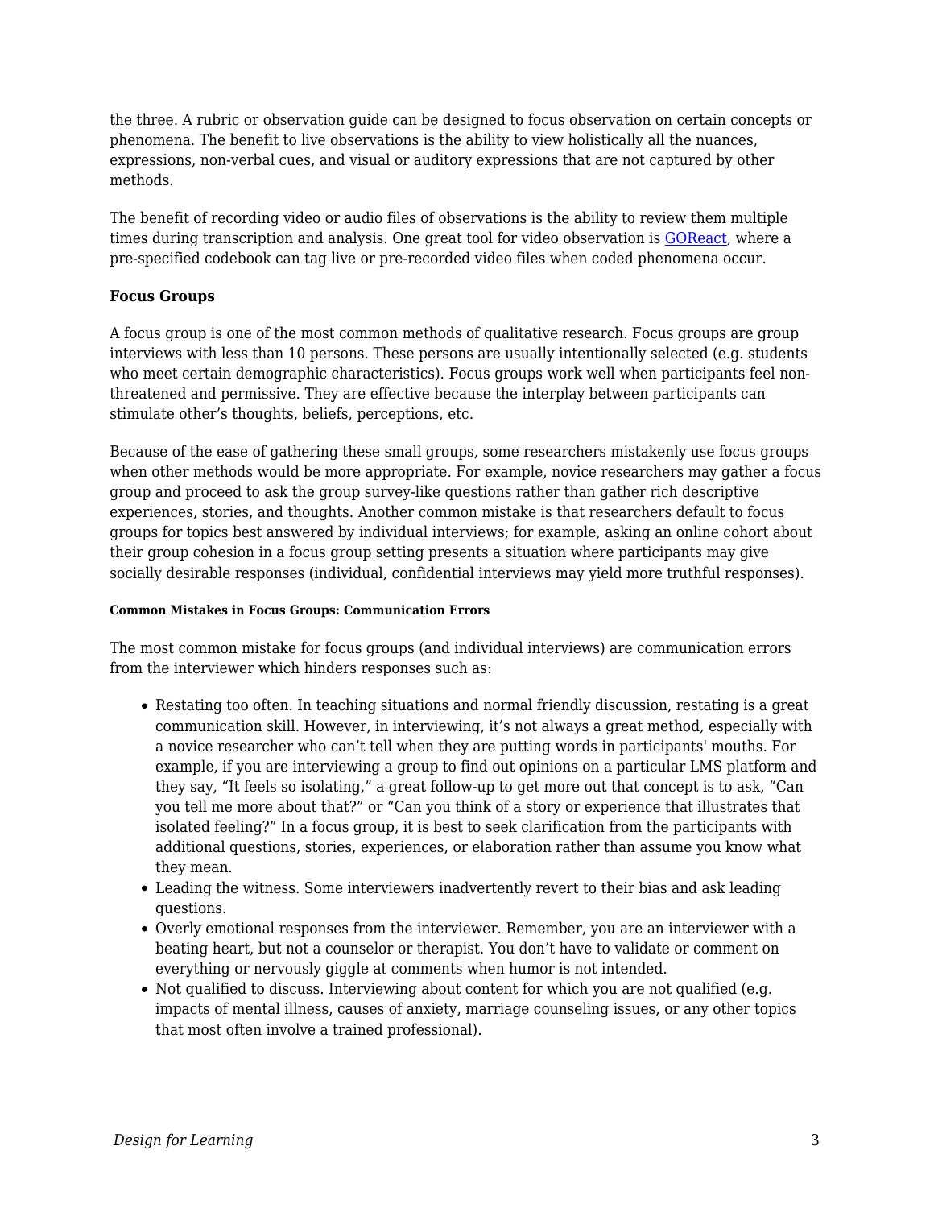the three. A rubric or observation guide can be designed to focus observation on certain concepts or phenomena. The benefit to live observations is the ability to view holistically all the nuances, expressions, non-verbal cues, and visual or auditory expressions that are not captured by other methods.

The benefit of recording video or audio files of observations is the ability to review them multiple times during transcription and analysis. One great tool for video observation is [GOReact](), where a pre-specified codebook can tag live or pre-recorded video files when coded phenomena occur.

### Focus Groups

A focus group is one of the most common methods of qualitative research. Focus groups are group interviews with less than 10 persons. These persons are usually intentionally selected (e.g. students who meet certain demographic characteristics). Focus groups work well when participants feel non-threatened and permissive. They are effective because the interplay between participants can stimulate other's thoughts, beliefs, perceptions, etc.

Because of the ease of gathering these small groups, some researchers mistakenly use focus groups when other methods would be more appropriate. For example, novice researchers may gather a focus group and proceed to ask the group survey-like questions rather than gather rich descriptive experiences, stories, and thoughts. Another common mistake is that researchers default to focus groups for topics best answered by individual interviews; for example, asking an online cohort about their group cohesion in a focus group setting presents a situation where participants may give socially desirable responses (individual, confidential interviews may yield more truthful responses).

#### Common Mistakes in Focus Groups: Communication Errors

The most common mistake for focus groups (and individual interviews) are communication errors from the interviewer which hinders responses such as:

- Restating too often. In teaching situations and normal friendly discussion, restating is a great communication skill. However, in interviewing, it's not always a great method, especially with a novice researcher who can't tell when they are putting words in participants' mouths. For example, if you are interviewing a group to find out opinions on a particular LMS platform and they say, "It feels so isolating," a great follow-up to get more out that concept is to ask, "Can you tell me more about that?" or "Can you think of a story or experience that illustrates that isolated feeling?" In a focus group, it is best to seek clarification from the participants with additional questions, stories, experiences, or elaboration rather than assume you know what they mean.
- Leading the witness. Some interviewers inadvertently revert to their bias and ask leading questions.
- Overly emotional responses from the interviewer. Remember, you are an interviewer with a beating heart, but not a counselor or therapist. You don't have to validate or comment on everything or nervously giggle at comments when humor is not intended.
- Not qualified to discuss. Interviewing about content for which you are not qualified (e.g. impacts of mental illness, causes of anxiety, marriage counseling issues, or any other topics that most often involve a trained professional).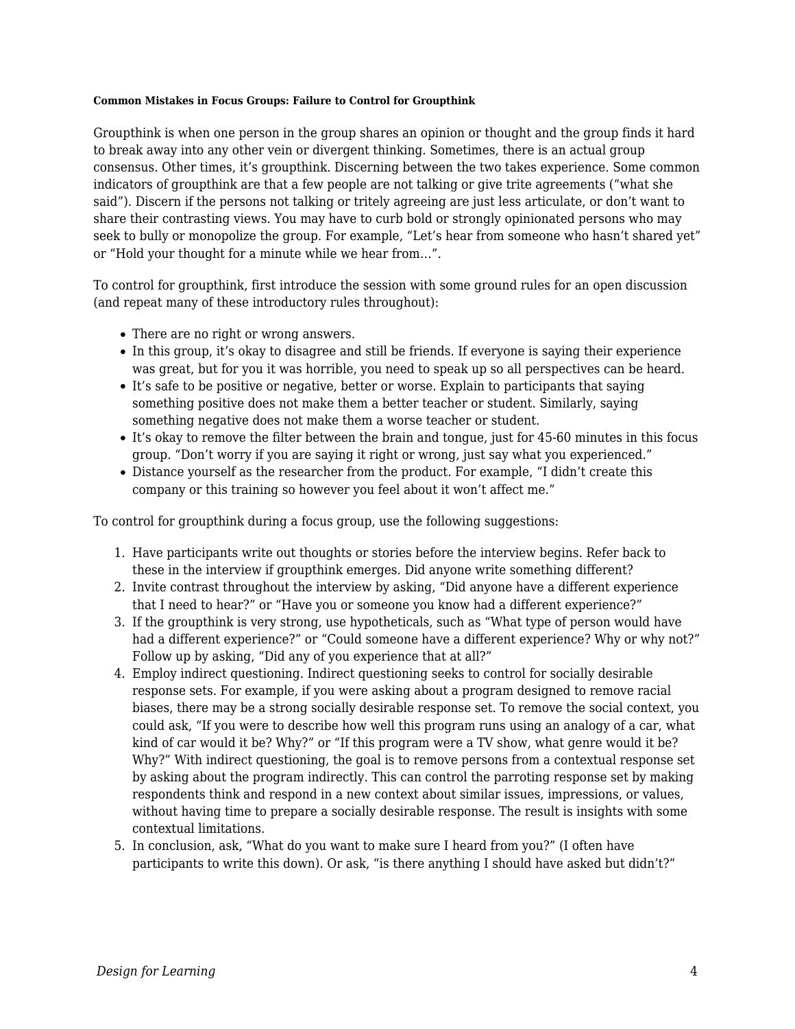#### Common Mistakes in Focus Groups: Failure to Control for Groupthink

Groupthink is when one person in the group shares an opinion or thought and the group finds it hard to break away into any other vein or divergent thinking. Sometimes, there is an actual group consensus. Other times, it's groupthink. Discerning between the two takes experience. Some common indicators of groupthink are that a few people are not talking or give trite agreements ("what she said"). Discern if the persons not talking or tritely agreeing are just less articulate, or don't want to share their contrasting views. You may have to curb bold or strongly opinionated persons who may seek to bully or monopolize the group. For example, "Let's hear from someone who hasn't shared yet" or "Hold your thought for a minute while we hear from…".

To control for groupthink, first introduce the session with some ground rules for an open discussion (and repeat many of these introductory rules throughout):

- There are no right or wrong answers.
- In this group, it's okay to disagree and still be friends. If everyone is saying their experience was great, but for you it was horrible, you need to speak up so all perspectives can be heard.
- It's safe to be positive or negative, better or worse. Explain to participants that saying something positive does not make them a better teacher or student. Similarly, saying something negative does not make them a worse teacher or student.
- It's okay to remove the filter between the brain and tongue, just for 45-60 minutes in this focus group. "Don't worry if you are saying it right or wrong, just say what you experienced."
- Distance yourself as the researcher from the product. For example, "I didn't create this company or this training so however you feel about it won't affect me."

To control for groupthink during a focus group, use the following suggestions:

1. Have participants write out thoughts or stories before the interview begins. Refer back to these in the interview if groupthink emerges. Did anyone write something different?
2. Invite contrast throughout the interview by asking, "Did anyone have a different experience that I need to hear?" or "Have you or someone you know had a different experience?"
3. If the groupthink is very strong, use hypotheticals, such as "What type of person would have had a different experience?" or "Could someone have a different experience? Why or why not?" Follow up by asking, "Did any of you experience that at all?"
4. Employ indirect questioning. Indirect questioning seeks to control for socially desirable response sets. For example, if you were asking about a program designed to remove racial biases, there may be a strong socially desirable response set. To remove the social context, you could ask, "If you were to describe how well this program runs using an analogy of a car, what kind of car would it be? Why?" or "If this program were a TV show, what genre would it be? Why?" With indirect questioning, the goal is to remove persons from a contextual response set by asking about the program indirectly. This can control the parroting response set by making respondents think and respond in a new context about similar issues, impressions, or values, without having time to prepare a socially desirable response. The result is insights with some contextual limitations.
5. In conclusion, ask, "What do you want to make sure I heard from you?" (I often have participants to write this down). Or ask, "is there anything I should have asked but didn't?"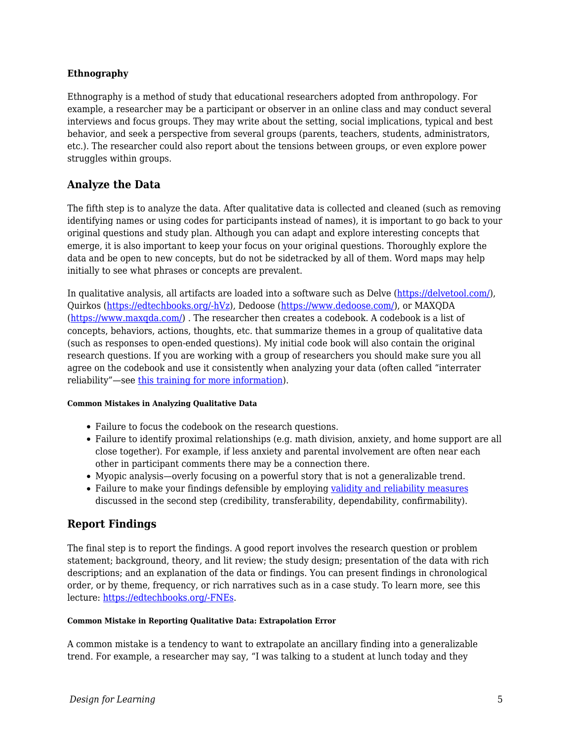#### Ethnography

Ethnography is a method of study that educational researchers adopted from anthropology. For example, a researcher may be a participant or observer in an online class and may conduct several interviews and focus groups. They may write about the setting, social implications, typical and best behavior, and seek a perspective from several groups (parents, teachers, students, administrators, etc.). The researcher could also report about the tensions between groups, or even explore power struggles within groups.

## Analyze the Data

The fifth step is to analyze the data. After qualitative data is collected and cleaned (such as removing identifying names or using codes for participants instead of names), it is important to go back to your original questions and study plan. Although you can adapt and explore interesting concepts that emerge, it is also important to keep your focus on your original questions. Thoroughly explore the data and be open to new concepts, but do not be sidetracked by all of them. Word maps may help initially to see what phrases or concepts are prevalent.

In qualitative analysis, all artifacts are loaded into a software such as Delve (https://delvetool.com/), Quirkos (https://edtechbooks.org/-hVz), Dedoose (https://www.dedoose.com/), or MAXQDA (https://www.maxqda.com/) . The researcher then creates a codebook. A codebook is a list of concepts, behaviors, actions, thoughts, etc. that summarize themes in a group of qualitative data (such as responses to open-ended questions). My initial code book will also contain the original research questions. If you are working with a group of researchers you should make sure you all agree on the codebook and use it consistently when analyzing your data (often called "interrater reliability"—see this training for more information).

##### Common Mistakes in Analyzing Qualitative Data

- Failure to focus the codebook on the research questions.
- Failure to identify proximal relationships (e.g. math division, anxiety, and home support are all close together). For example, if less anxiety and parental involvement are often near each other in participant comments there may be a connection there.
- Myopic analysis—overly focusing on a powerful story that is not a generalizable trend.
- Failure to make your findings defensible by employing validity and reliability measures discussed in the second step (credibility, transferability, dependability, confirmability).

## Report Findings

The final step is to report the findings. A good report involves the research question or problem statement; background, theory, and lit review; the study design; presentation of the data with rich descriptions; and an explanation of the data or findings. You can present findings in chronological order, or by theme, frequency, or rich narratives such as in a case study. To learn more, see this lecture: https://edtechbooks.org/-FNEs.

##### Common Mistake in Reporting Qualitative Data: Extrapolation Error

A common mistake is a tendency to want to extrapolate an ancillary finding into a generalizable trend. For example, a researcher may say, "I was talking to a student at lunch today and they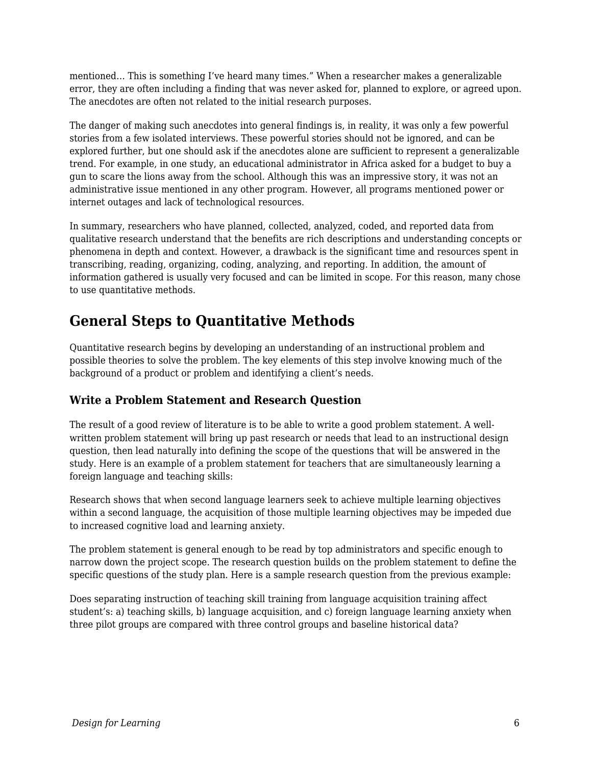mentioned… This is something I've heard many times." When a researcher makes a generalizable error, they are often including a finding that was never asked for, planned to explore, or agreed upon. The anecdotes are often not related to the initial research purposes.

The danger of making such anecdotes into general findings is, in reality, it was only a few powerful stories from a few isolated interviews. These powerful stories should not be ignored, and can be explored further, but one should ask if the anecdotes alone are sufficient to represent a generalizable trend. For example, in one study, an educational administrator in Africa asked for a budget to buy a gun to scare the lions away from the school. Although this was an impressive story, it was not an administrative issue mentioned in any other program. However, all programs mentioned power or internet outages and lack of technological resources.

In summary, researchers who have planned, collected, analyzed, coded, and reported data from qualitative research understand that the benefits are rich descriptions and understanding concepts or phenomena in depth and context. However, a drawback is the significant time and resources spent in transcribing, reading, organizing, coding, analyzing, and reporting. In addition, the amount of information gathered is usually very focused and can be limited in scope. For this reason, many chose to use quantitative methods.

## General Steps to Quantitative Methods

Quantitative research begins by developing an understanding of an instructional problem and possible theories to solve the problem. The key elements of this step involve knowing much of the background of a product or problem and identifying a client's needs.

### Write a Problem Statement and Research Question

The result of a good review of literature is to be able to write a good problem statement. A well-written problem statement will bring up past research or needs that lead to an instructional design question, then lead naturally into defining the scope of the questions that will be answered in the study. Here is an example of a problem statement for teachers that are simultaneously learning a foreign language and teaching skills:

Research shows that when second language learners seek to achieve multiple learning objectives within a second language, the acquisition of those multiple learning objectives may be impeded due to increased cognitive load and learning anxiety.

The problem statement is general enough to be read by top administrators and specific enough to narrow down the project scope. The research question builds on the problem statement to define the specific questions of the study plan. Here is a sample research question from the previous example:

Does separating instruction of teaching skill training from language acquisition training affect student's: a) teaching skills, b) language acquisition, and c) foreign language learning anxiety when three pilot groups are compared with three control groups and baseline historical data?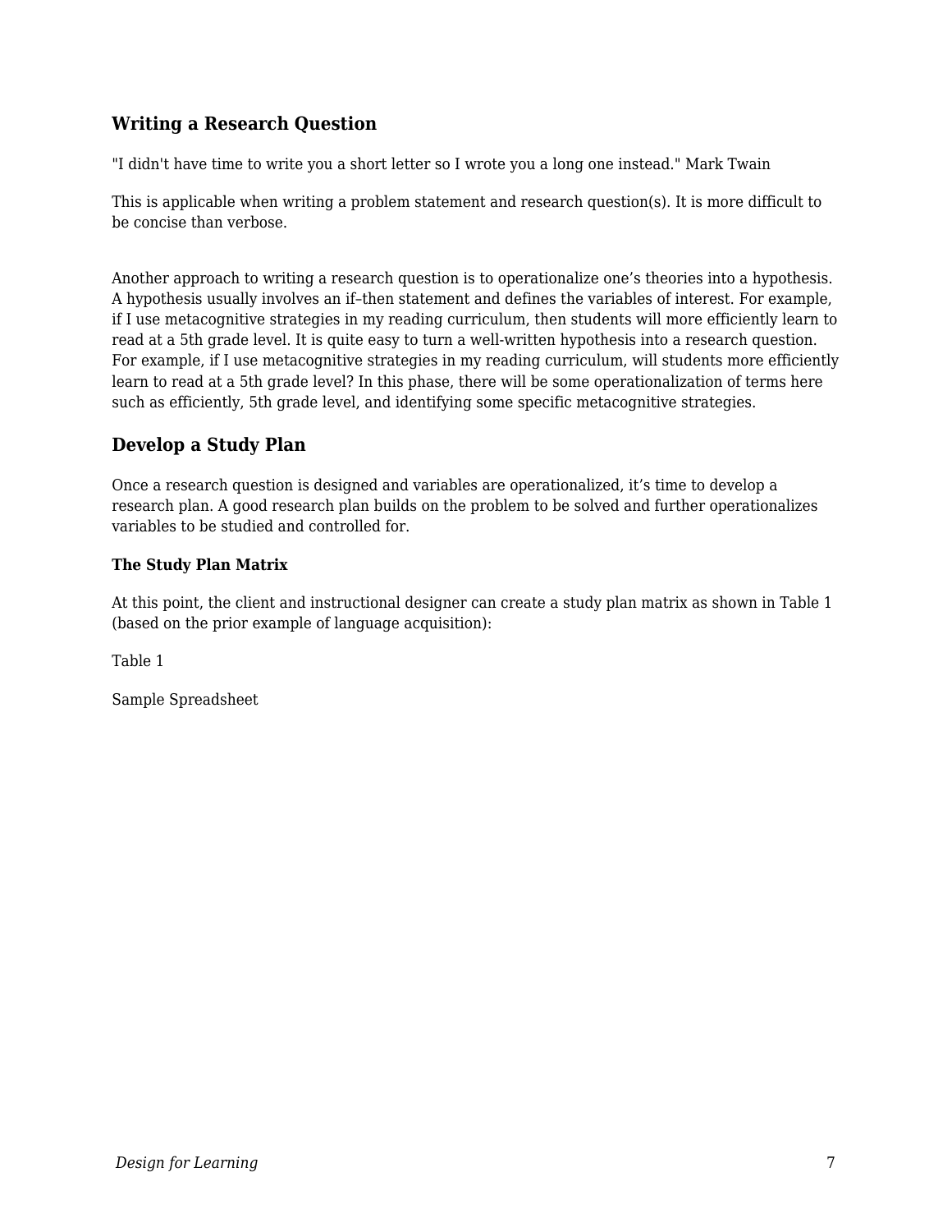### Writing a Research Question

"I didn't have time to write you a short letter so I wrote you a long one instead." Mark Twain

This is applicable when writing a problem statement and research question(s). It is more difficult to be concise than verbose.

Another approach to writing a research question is to operationalize one's theories into a hypothesis. A hypothesis usually involves an if–then statement and defines the variables of interest. For example, if I use metacognitive strategies in my reading curriculum, then students will more efficiently learn to read at a 5th grade level. It is quite easy to turn a well-written hypothesis into a research question. For example, if I use metacognitive strategies in my reading curriculum, will students more efficiently learn to read at a 5th grade level? In this phase, there will be some operationalization of terms here such as efficiently, 5th grade level, and identifying some specific metacognitive strategies.

### Develop a Study Plan

Once a research question is designed and variables are operationalized, it's time to develop a research plan. A good research plan builds on the problem to be solved and further operationalizes variables to be studied and controlled for.

**The Study Plan Matrix**

At this point, the client and instructional designer can create a study plan matrix as shown in Table 1 (based on the prior example of language acquisition):

Table 1

Sample Spreadsheet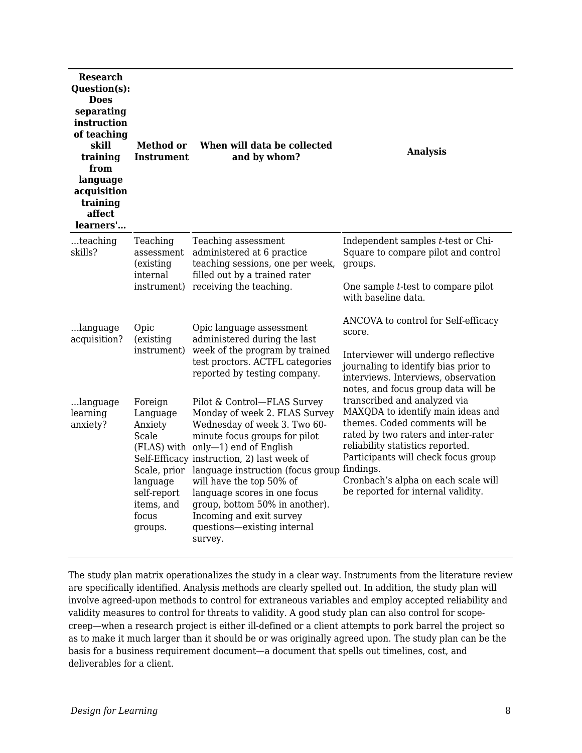| Research Question(s): Does separating instruction of teaching skill training from language acquisition training affect learners'… | Method or Instrument | When will data be collected and by whom? | Analysis |
|---|---|---|---|
| …teaching skills? | Teaching assessment (existing internal instrument) | Teaching assessment administered at 6 practice teaching sessions, one per week, filled out by a trained rater receiving the teaching. | Independent samples *t*-test or Chi-Square to compare pilot and control groups.<br><br>One sample *t*-test to compare pilot with baseline data.<br><br>ANCOVA to control for Self-efficacy score.<br><br>Interviewer will undergo reflective journaling to identify bias prior to interviews. Interviews, observation notes, and focus group data will be transcribed and analyzed via MAXQDA to identify main ideas and themes. Coded comments will be rated by two raters and inter-rater reliability statistics reported. Participants will check focus group findings.<br>Cronbach's alpha on each scale will be reported for internal validity. |
| …language acquisition? | Opic (existing instrument) | Opic language assessment administered during the last week of the program by trained test proctors. ACTFL categories reported by testing company. | |
| …language learning anxiety? | Foreign Language Anxiety Scale (FLAS) with Self-Efficacy Scale, prior language self-report items, and focus groups. | Pilot & Control—FLAS Survey Monday of week 2. FLAS Survey Wednesday of week 3. Two 60-minute focus groups for pilot only—1) end of English instruction, 2) last week of language instruction (focus group will have the top 50% of language scores in one focus group, bottom 50% in another). Incoming and exit survey questions—existing internal survey. | |

The study plan matrix operationalizes the study in a clear way. Instruments from the literature review are specifically identified. Analysis methods are clearly spelled out. In addition, the study plan will involve agreed-upon methods to control for extraneous variables and employ accepted reliability and validity measures to control for threats to validity. A good study plan can also control for scope-creep—when a research project is either ill-defined or a client attempts to pork barrel the project so as to make it much larger than it should be or was originally agreed upon. The study plan can be the basis for a business requirement document—a document that spells out timelines, cost, and deliverables for a client.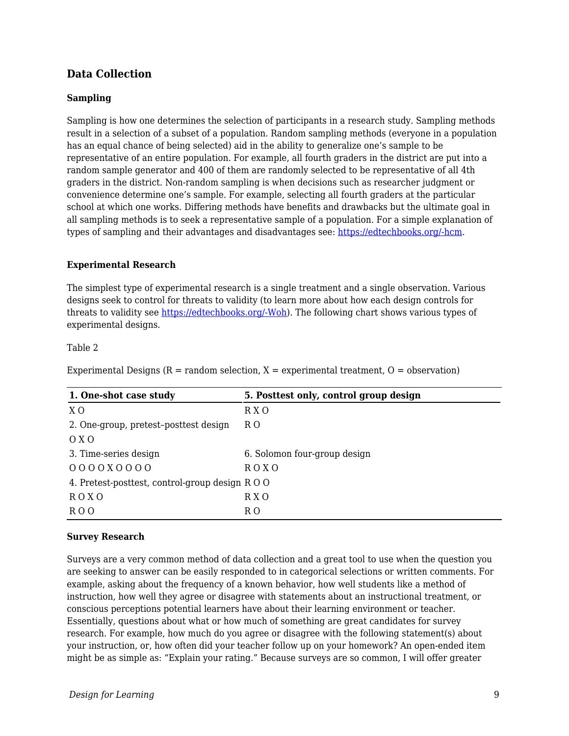## Data Collection

### Sampling

Sampling is how one determines the selection of participants in a research study. Sampling methods result in a selection of a subset of a population. Random sampling methods (everyone in a population has an equal chance of being selected) aid in the ability to generalize one's sample to be representative of an entire population. For example, all fourth graders in the district are put into a random sample generator and 400 of them are randomly selected to be representative of all 4th graders in the district. Non-random sampling is when decisions such as researcher judgment or convenience determine one's sample. For example, selecting all fourth graders at the particular school at which one works. Differing methods have benefits and drawbacks but the ultimate goal in all sampling methods is to seek a representative sample of a population. For a simple explanation of types of sampling and their advantages and disadvantages see: https://edtechbooks.org/-hcm.

### Experimental Research

The simplest type of experimental research is a single treatment and a single observation. Various designs seek to control for threats to validity (to learn more about how each design controls for threats to validity see https://edtechbooks.org/-Woh). The following chart shows various types of experimental designs.

Table 2

Experimental Designs (R = random selection, X = experimental treatment, O = observation)

| **1. One-shot case study** | **5. Posttest only, control group design** |
| --- | --- |
| X O | R X O |
| 2. One-group, pretest–posttest design | R O |
| O X O | |
| 3. Time-series design | 6. Solomon four-group design |
| O O O O X O O O O | R O X O |
| 4. Pretest-posttest, control-group design | R O O |
| R O X O | R X O |
| R O O | R O |

### Survey Research

Surveys are a very common method of data collection and a great tool to use when the question you are seeking to answer can be easily responded to in categorical selections or written comments. For example, asking about the frequency of a known behavior, how well students like a method of instruction, how well they agree or disagree with statements about an instructional treatment, or conscious perceptions potential learners have about their learning environment or teacher. Essentially, questions about what or how much of something are great candidates for survey research. For example, how much do you agree or disagree with the following statement(s) about your instruction, or, how often did your teacher follow up on your homework? An open-ended item might be as simple as: "Explain your rating." Because surveys are so common, I will offer greater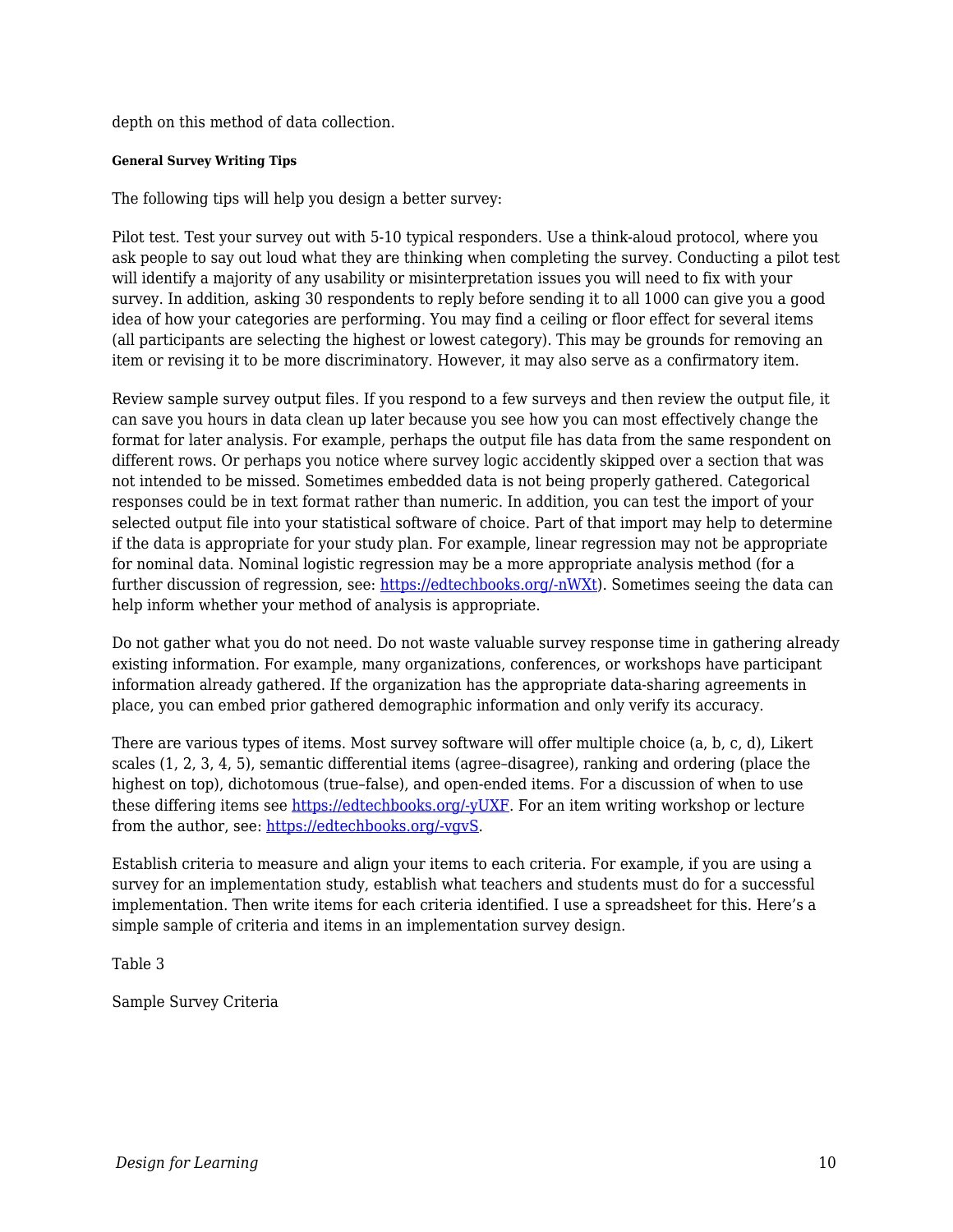depth on this method of data collection.

##### General Survey Writing Tips

The following tips will help you design a better survey:

Pilot test. Test your survey out with 5-10 typical responders. Use a think-aloud protocol, where you ask people to say out loud what they are thinking when completing the survey. Conducting a pilot test will identify a majority of any usability or misinterpretation issues you will need to fix with your survey. In addition, asking 30 respondents to reply before sending it to all 1000 can give you a good idea of how your categories are performing. You may find a ceiling or floor effect for several items (all participants are selecting the highest or lowest category). This may be grounds for removing an item or revising it to be more discriminatory. However, it may also serve as a confirmatory item.

Review sample survey output files. If you respond to a few surveys and then review the output file, it can save you hours in data clean up later because you see how you can most effectively change the format for later analysis. For example, perhaps the output file has data from the same respondent on different rows. Or perhaps you notice where survey logic accidently skipped over a section that was not intended to be missed. Sometimes embedded data is not being properly gathered. Categorical responses could be in text format rather than numeric. In addition, you can test the import of your selected output file into your statistical software of choice. Part of that import may help to determine if the data is appropriate for your study plan. For example, linear regression may not be appropriate for nominal data. Nominal logistic regression may be a more appropriate analysis method (for a further discussion of regression, see: [https://edtechbooks.org/-nWXt](https://edtechbooks.org/-nWXt)). Sometimes seeing the data can help inform whether your method of analysis is appropriate.

Do not gather what you do not need. Do not waste valuable survey response time in gathering already existing information. For example, many organizations, conferences, or workshops have participant information already gathered. If the organization has the appropriate data-sharing agreements in place, you can embed prior gathered demographic information and only verify its accuracy.

There are various types of items. Most survey software will offer multiple choice (a, b, c, d), Likert scales (1, 2, 3, 4, 5), semantic differential items (agree–disagree), ranking and ordering (place the highest on top), dichotomous (true–false), and open-ended items. For a discussion of when to use these differing items see [https://edtechbooks.org/-yUXF](https://edtechbooks.org/-yUXF). For an item writing workshop or lecture from the author, see: [https://edtechbooks.org/-vgvS](https://edtechbooks.org/-vgvS).

Establish criteria to measure and align your items to each criteria. For example, if you are using a survey for an implementation study, establish what teachers and students must do for a successful implementation. Then write items for each criteria identified. I use a spreadsheet for this. Here's a simple sample of criteria and items in an implementation survey design.

Table 3

Sample Survey Criteria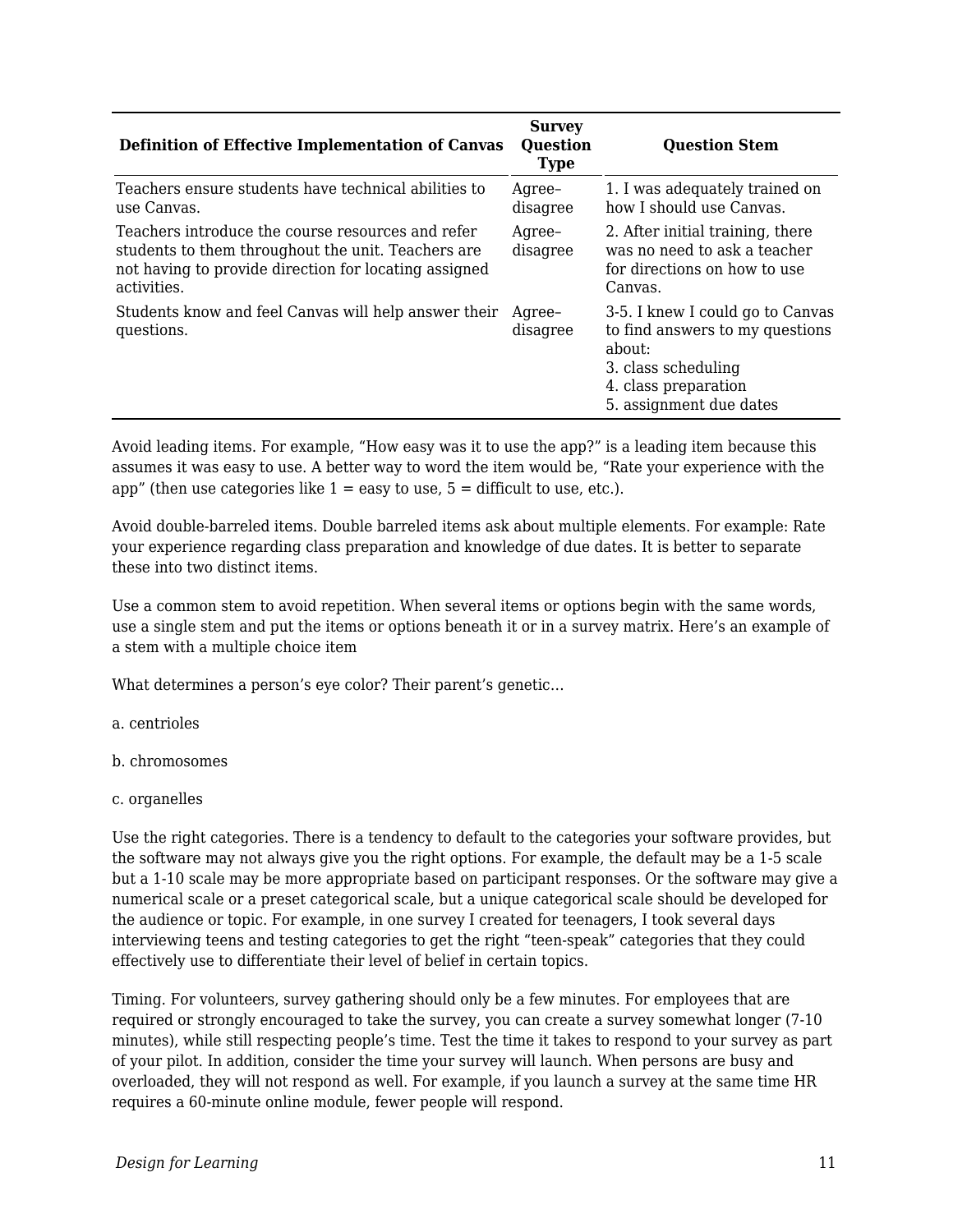| Definition of Effective Implementation of Canvas | Survey Question Type | Question Stem |
|---|---|---|
| Teachers ensure students have technical abilities to use Canvas. | Agree–disagree | 1. I was adequately trained on how I should use Canvas. |
| Teachers introduce the course resources and refer students to them throughout the unit. Teachers are not having to provide direction for locating assigned activities. | Agree–disagree | 2. After initial training, there was no need to ask a teacher for directions on how to use Canvas. |
| Students know and feel Canvas will help answer their questions. | Agree–disagree | 3-5. I knew I could go to Canvas to find answers to my questions about:<br>3. class scheduling<br>4. class preparation<br>5. assignment due dates |

Avoid leading items. For example, "How easy was it to use the app?" is a leading item because this assumes it was easy to use. A better way to word the item would be, "Rate your experience with the app" (then use categories like 1 = easy to use, 5 = difficult to use, etc.).

Avoid double-barreled items. Double barreled items ask about multiple elements. For example: Rate your experience regarding class preparation and knowledge of due dates. It is better to separate these into two distinct items.

Use a common stem to avoid repetition. When several items or options begin with the same words, use a single stem and put the items or options beneath it or in a survey matrix. Here's an example of a stem with a multiple choice item

What determines a person's eye color? Their parent's genetic…

a. centrioles

b. chromosomes

c. organelles

Use the right categories. There is a tendency to default to the categories your software provides, but the software may not always give you the right options. For example, the default may be a 1-5 scale but a 1-10 scale may be more appropriate based on participant responses. Or the software may give a numerical scale or a preset categorical scale, but a unique categorical scale should be developed for the audience or topic. For example, in one survey I created for teenagers, I took several days interviewing teens and testing categories to get the right "teen-speak" categories that they could effectively use to differentiate their level of belief in certain topics.

Timing. For volunteers, survey gathering should only be a few minutes. For employees that are required or strongly encouraged to take the survey, you can create a survey somewhat longer (7-10 minutes), while still respecting people's time. Test the time it takes to respond to your survey as part of your pilot. In addition, consider the time your survey will launch. When persons are busy and overloaded, they will not respond as well. For example, if you launch a survey at the same time HR requires a 60-minute online module, fewer people will respond.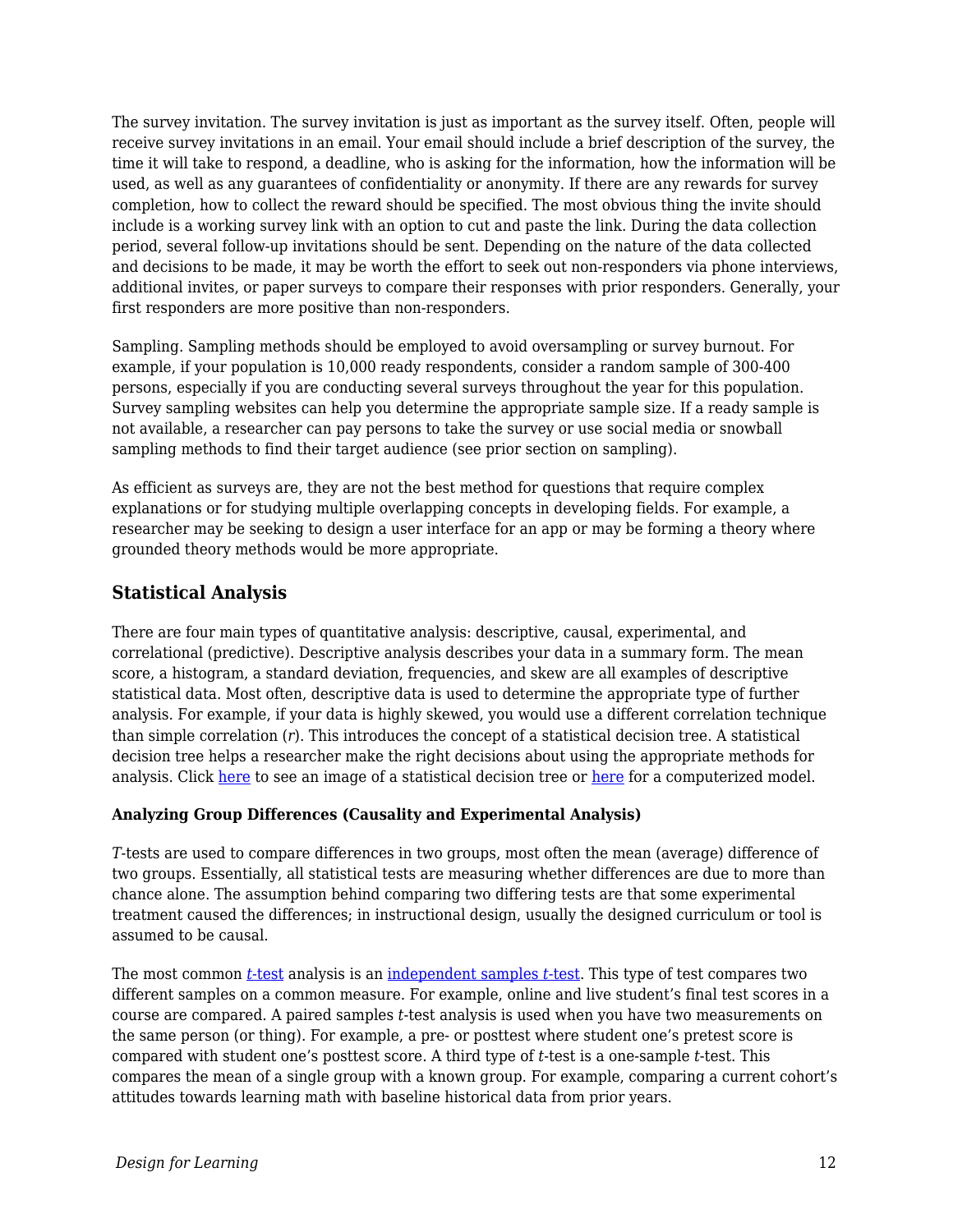The survey invitation. The survey invitation is just as important as the survey itself. Often, people will receive survey invitations in an email. Your email should include a brief description of the survey, the time it will take to respond, a deadline, who is asking for the information, how the information will be used, as well as any guarantees of confidentiality or anonymity. If there are any rewards for survey completion, how to collect the reward should be specified. The most obvious thing the invite should include is a working survey link with an option to cut and paste the link. During the data collection period, several follow-up invitations should be sent. Depending on the nature of the data collected and decisions to be made, it may be worth the effort to seek out non-responders via phone interviews, additional invites, or paper surveys to compare their responses with prior responders. Generally, your first responders are more positive than non-responders.

Sampling. Sampling methods should be employed to avoid oversampling or survey burnout. For example, if your population is 10,000 ready respondents, consider a random sample of 300-400 persons, especially if you are conducting several surveys throughout the year for this population. Survey sampling websites can help you determine the appropriate sample size. If a ready sample is not available, a researcher can pay persons to take the survey or use social media or snowball sampling methods to find their target audience (see prior section on sampling).

As efficient as surveys are, they are not the best method for questions that require complex explanations or for studying multiple overlapping concepts in developing fields. For example, a researcher may be seeking to design a user interface for an app or may be forming a theory where grounded theory methods would be more appropriate.

## Statistical Analysis

There are four main types of quantitative analysis: descriptive, causal, experimental, and correlational (predictive). Descriptive analysis describes your data in a summary form. The mean score, a histogram, a standard deviation, frequencies, and skew are all examples of descriptive statistical data. Most often, descriptive data is used to determine the appropriate type of further analysis. For example, if your data is highly skewed, you would use a different correlation technique than simple correlation (*r*). This introduces the concept of a statistical decision tree. A statistical decision tree helps a researcher make the right decisions about using the appropriate methods for analysis. Click here to see an image of a statistical decision tree or here for a computerized model.

#### Analyzing Group Differences (Causality and Experimental Analysis)

*T*-tests are used to compare differences in two groups, most often the mean (average) difference of two groups. Essentially, all statistical tests are measuring whether differences are due to more than chance alone. The assumption behind comparing two differing tests are that some experimental treatment caused the differences; in instructional design, usually the designed curriculum or tool is assumed to be causal.

The most common *t*-test analysis is an independent samples *t*-test. This type of test compares two different samples on a common measure. For example, online and live student's final test scores in a course are compared. A paired samples *t*-test analysis is used when you have two measurements on the same person (or thing). For example, a pre- or posttest where student one's pretest score is compared with student one's posttest score. A third type of *t*-test is a one-sample *t*-test. This compares the mean of a single group with a known group. For example, comparing a current cohort's attitudes towards learning math with baseline historical data from prior years.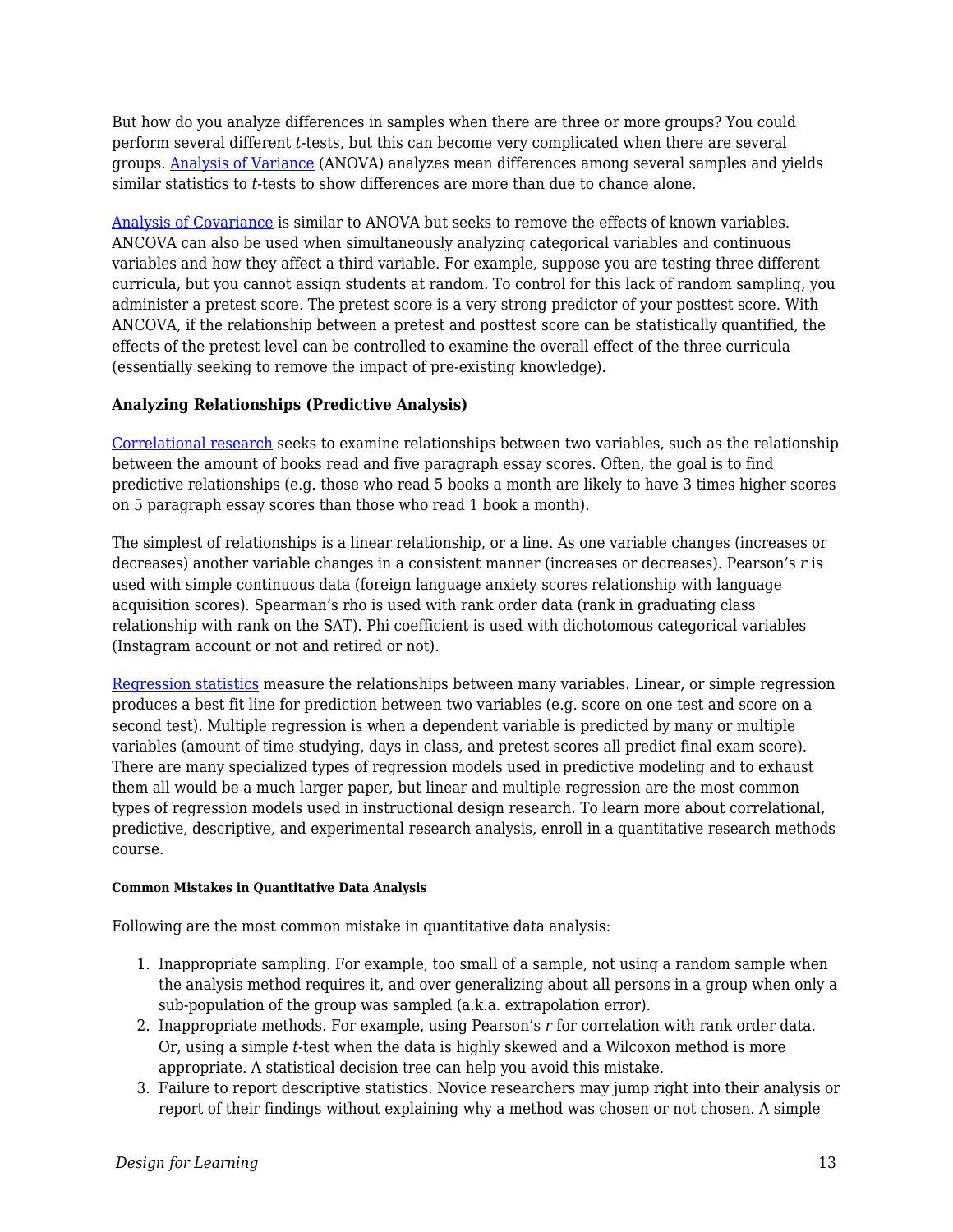But how do you analyze differences in samples when there are three or more groups? You could perform several different *t*-tests, but this can become very complicated when there are several groups. [Analysis of Variance](#) (ANOVA) analyzes mean differences among several samples and yields similar statistics to *t*-tests to show differences are more than due to chance alone.

[Analysis of Covariance](#) is similar to ANOVA but seeks to remove the effects of known variables. ANCOVA can also be used when simultaneously analyzing categorical variables and continuous variables and how they affect a third variable. For example, suppose you are testing three different curricula, but you cannot assign students at random. To control for this lack of random sampling, you administer a pretest score. The pretest score is a very strong predictor of your posttest score. With ANCOVA, if the relationship between a pretest and posttest score can be statistically quantified, the effects of the pretest level can be controlled to examine the overall effect of the three curricula (essentially seeking to remove the impact of pre-existing knowledge).

**Analyzing Relationships (Predictive Analysis)**

[Correlational research](#) seeks to examine relationships between two variables, such as the relationship between the amount of books read and five paragraph essay scores. Often, the goal is to find predictive relationships (e.g. those who read 5 books a month are likely to have 3 times higher scores on 5 paragraph essay scores than those who read 1 book a month).

The simplest of relationships is a linear relationship, or a line. As one variable changes (increases or decreases) another variable changes in a consistent manner (increases or decreases). Pearson's *r* is used with simple continuous data (foreign language anxiety scores relationship with language acquisition scores). Spearman's rho is used with rank order data (rank in graduating class relationship with rank on the SAT). Phi coefficient is used with dichotomous categorical variables (Instagram account or not and retired or not).

[Regression statistics](#) measure the relationships between many variables. Linear, or simple regression produces a best fit line for prediction between two variables (e.g. score on one test and score on a second test). Multiple regression is when a dependent variable is predicted by many or multiple variables (amount of time studying, days in class, and pretest scores all predict final exam score). There are many specialized types of regression models used in predictive modeling and to exhaust them all would be a much larger paper, but linear and multiple regression are the most common types of regression models used in instructional design research. To learn more about correlational, predictive, descriptive, and experimental research analysis, enroll in a quantitative research methods course.

###### Common Mistakes in Quantitative Data Analysis

Following are the most common mistake in quantitative data analysis:

1. Inappropriate sampling. For example, too small of a sample, not using a random sample when the analysis method requires it, and over generalizing about all persons in a group when only a sub-population of the group was sampled (a.k.a. extrapolation error).
2. Inappropriate methods. For example, using Pearson's *r* for correlation with rank order data. Or, using a simple *t*-test when the data is highly skewed and a Wilcoxon method is more appropriate. A statistical decision tree can help you avoid this mistake.
3. Failure to report descriptive statistics. Novice researchers may jump right into their analysis or report of their findings without explaining why a method was chosen or not chosen. A simple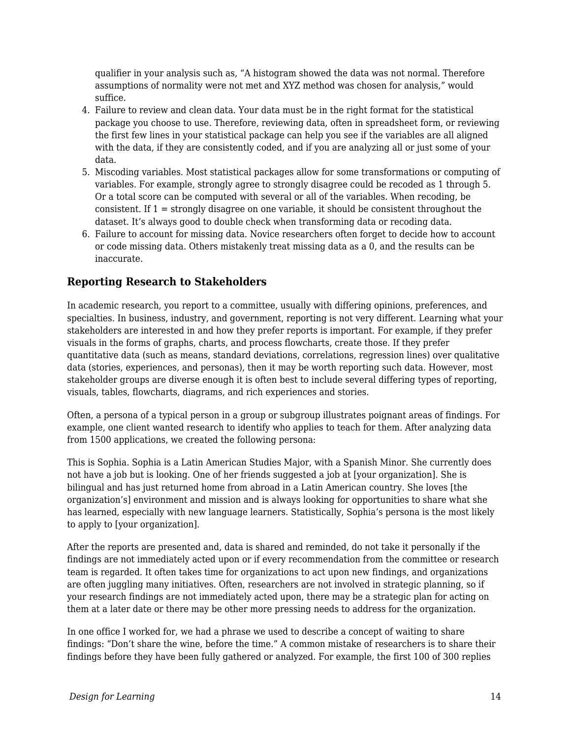qualifier in your analysis such as, "A histogram showed the data was not normal. Therefore assumptions of normality were not met and XYZ method was chosen for analysis," would suffice.

4. Failure to review and clean data. Your data must be in the right format for the statistical package you choose to use. Therefore, reviewing data, often in spreadsheet form, or reviewing the first few lines in your statistical package can help you see if the variables are all aligned with the data, if they are consistently coded, and if you are analyzing all or just some of your data.
5. Miscoding variables. Most statistical packages allow for some transformations or computing of variables. For example, strongly agree to strongly disagree could be recoded as 1 through 5. Or a total score can be computed with several or all of the variables. When recoding, be consistent. If 1 = strongly disagree on one variable, it should be consistent throughout the dataset. It's always good to double check when transforming data or recoding data.
6. Failure to account for missing data. Novice researchers often forget to decide how to account or code missing data. Others mistakenly treat missing data as a 0, and the results can be inaccurate.

### Reporting Research to Stakeholders

In academic research, you report to a committee, usually with differing opinions, preferences, and specialties. In business, industry, and government, reporting is not very different. Learning what your stakeholders are interested in and how they prefer reports is important. For example, if they prefer visuals in the forms of graphs, charts, and process flowcharts, create those. If they prefer quantitative data (such as means, standard deviations, correlations, regression lines) over qualitative data (stories, experiences, and personas), then it may be worth reporting such data. However, most stakeholder groups are diverse enough it is often best to include several differing types of reporting, visuals, tables, flowcharts, diagrams, and rich experiences and stories.

Often, a persona of a typical person in a group or subgroup illustrates poignant areas of findings. For example, one client wanted research to identify who applies to teach for them. After analyzing data from 1500 applications, we created the following persona:

This is Sophia. Sophia is a Latin American Studies Major, with a Spanish Minor. She currently does not have a job but is looking. One of her friends suggested a job at [your organization]. She is bilingual and has just returned home from abroad in a Latin American country. She loves [the organization's] environment and mission and is always looking for opportunities to share what she has learned, especially with new language learners. Statistically, Sophia's persona is the most likely to apply to [your organization].

After the reports are presented and, data is shared and reminded, do not take it personally if the findings are not immediately acted upon or if every recommendation from the committee or research team is regarded. It often takes time for organizations to act upon new findings, and organizations are often juggling many initiatives. Often, researchers are not involved in strategic planning, so if your research findings are not immediately acted upon, there may be a strategic plan for acting on them at a later date or there may be other more pressing needs to address for the organization.

In one office I worked for, we had a phrase we used to describe a concept of waiting to share findings: "Don't share the wine, before the time." A common mistake of researchers is to share their findings before they have been fully gathered or analyzed. For example, the first 100 of 300 replies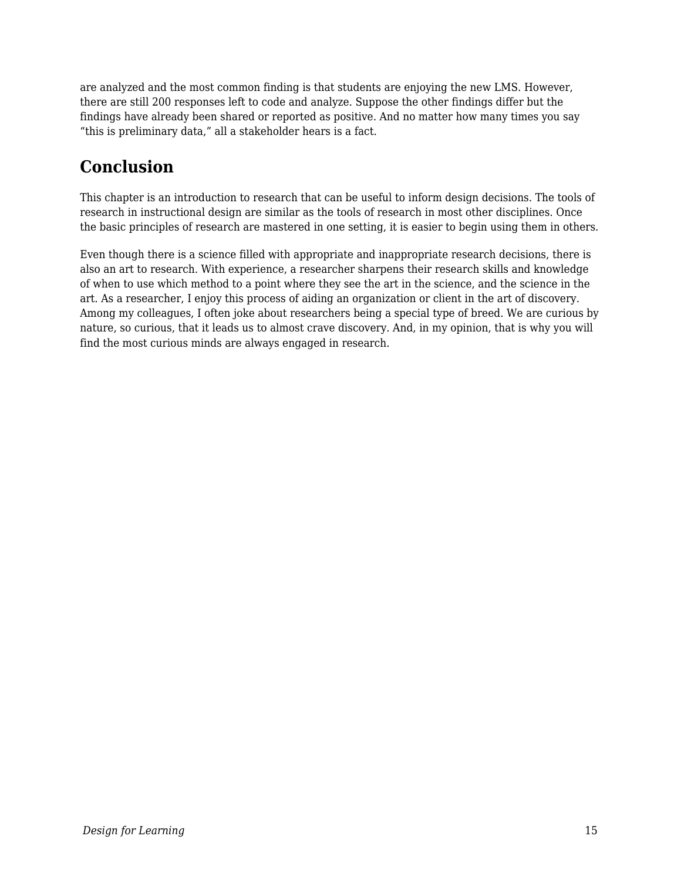are analyzed and the most common finding is that students are enjoying the new LMS. However, there are still 200 responses left to code and analyze. Suppose the other findings differ but the findings have already been shared or reported as positive. And no matter how many times you say "this is preliminary data," all a stakeholder hears is a fact.

## Conclusion

This chapter is an introduction to research that can be useful to inform design decisions. The tools of research in instructional design are similar as the tools of research in most other disciplines. Once the basic principles of research are mastered in one setting, it is easier to begin using them in others.

Even though there is a science filled with appropriate and inappropriate research decisions, there is also an art to research. With experience, a researcher sharpens their research skills and knowledge of when to use which method to a point where they see the art in the science, and the science in the art. As a researcher, I enjoy this process of aiding an organization or client in the art of discovery. Among my colleagues, I often joke about researchers being a special type of breed. We are curious by nature, so curious, that it leads us to almost crave discovery. And, in my opinion, that is why you will find the most curious minds are always engaged in research.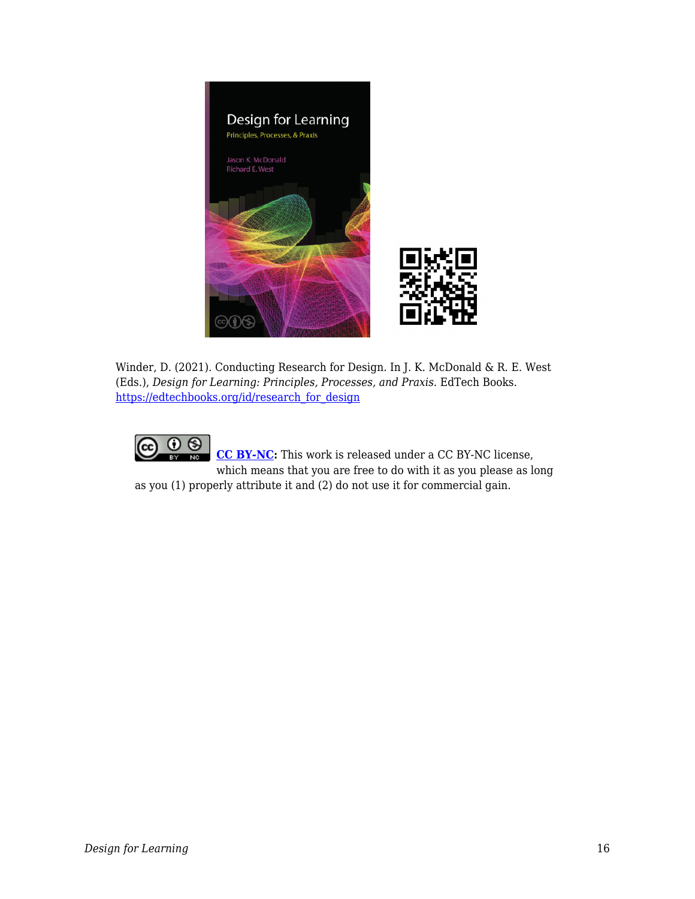Winder, D. (2021). Conducting Research for Design. In J. K. McDonald & R. E. West (Eds.), *Design for Learning: Principles, Processes, and Praxis*. EdTech Books. [https://edtechbooks.org/id/research_for_design](https://edtechbooks.org/id/research_for_design)

**CC BY-NC:** This work is released under a CC BY-NC license, which means that you are free to do with it as you please as long as you (1) properly attribute it and (2) do not use it for commercial gain.